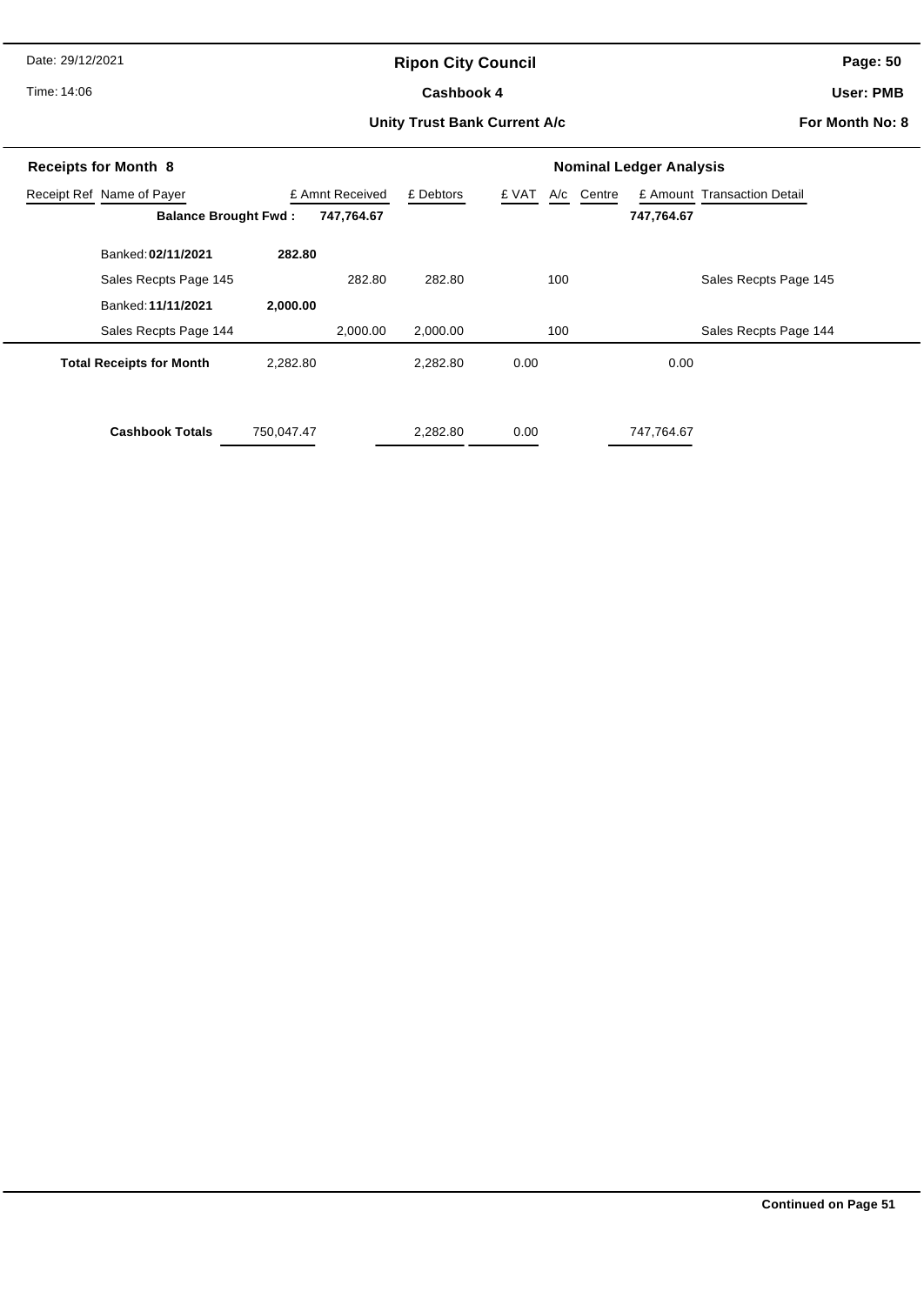**Ripon City Council**

**Cashbook 4**

**Unity Trust Bank Current A/c**

Date: 29/12/2021

Time: 14:06

**User: PMB**

**For Month No: 8**

## Receipts for Month 8

**Nominal Ledger Analysis**

| Receipt Ref | Name of Payer | £ Amnt Received | £ Debtors | £ VAT | A/c | Centre | £ Amount | Transaction Detail |
|---|---|---|---|---|---|---|---|---|
| | **Balance Brought Fwd :** | **747,764.67** | | | | | **747,764.67** | |
| | Banked: **02/11/2021** | **282.80** | | | | | | |
| | Sales Recpts Page 145 | 282.80 | 282.80 | | 100 | | | Sales Recpts Page 145 |
| | Banked: **11/11/2021** | **2,000.00** | | | | | | |
| | Sales Recpts Page 144 | 2,000.00 | 2,000.00 | | 100 | | | Sales Recpts Page 144 |
| | **Total Receipts for Month** | 2,282.80 | 2,282.80 | 0.00 | | | 0.00 | |
| | **Cashbook Totals** | 750,047.47 | 2,282.80 | 0.00 | | | 747,764.67 | |

**Continued on Page 51**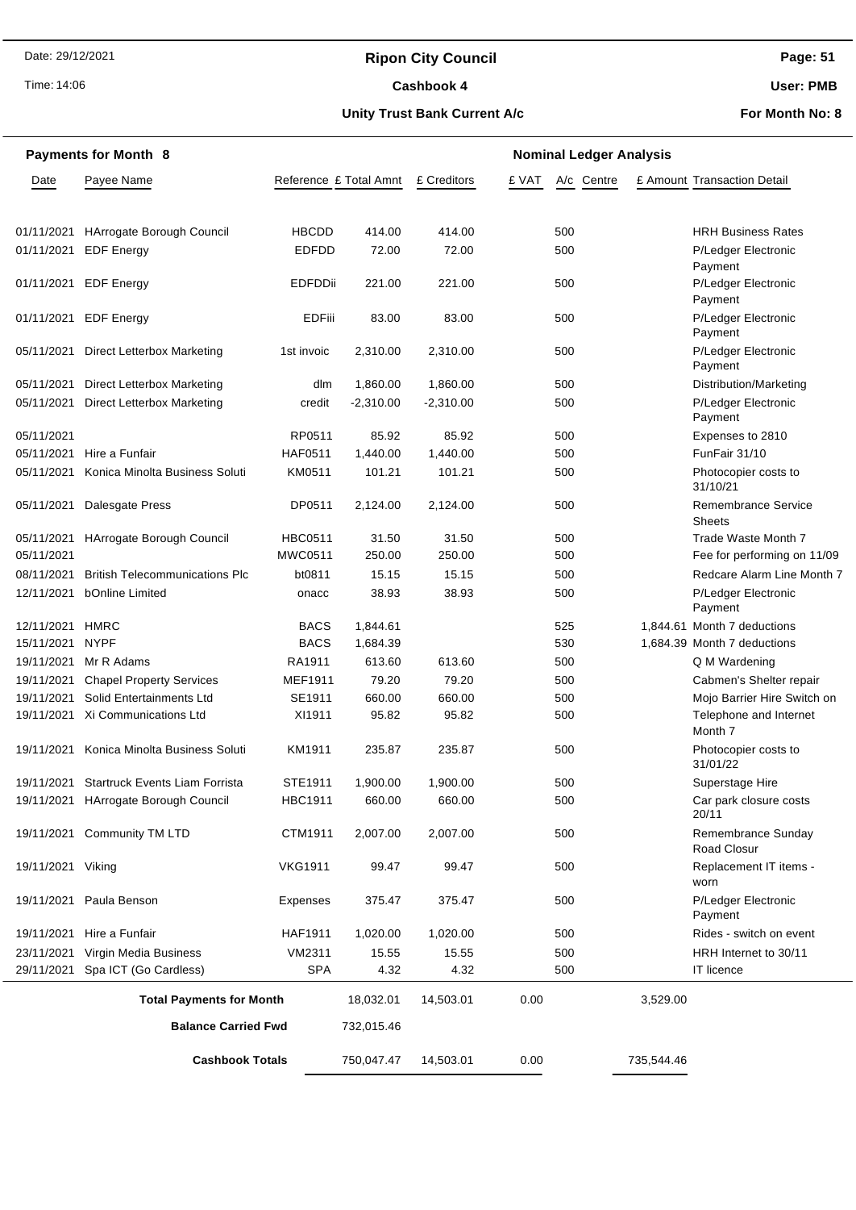Date: 29/12/2021

Time: 14:06

**Ripon City Council**

**Cashbook 4**

**Unity Trust Bank Current A/c**

Page: 51

User: PMB

For Month No: 8

**Payments for Month 8** — **Nominal Ledger Analysis**

| Date | Payee Name | Reference | £ Total Amnt | £ Creditors | £ VAT | A/c | Centre | £ Amount | Transaction Detail |
|---|---|---|---|---|---|---|---|---|---|
| 01/11/2021 | HArrogate Borough Council | HBCDD | 414.00 | 414.00 | | 500 | | | HRH Business Rates |
| 01/11/2021 | EDF Energy | EDFDD | 72.00 | 72.00 | | 500 | | | P/Ledger Electronic Payment |
| 01/11/2021 | EDF Energy | EDFDDii | 221.00 | 221.00 | | 500 | | | P/Ledger Electronic Payment |
| 01/11/2021 | EDF Energy | EDFiii | 83.00 | 83.00 | | 500 | | | P/Ledger Electronic Payment |
| 05/11/2021 | Direct Letterbox Marketing | 1st invoic | 2,310.00 | 2,310.00 | | 500 | | | P/Ledger Electronic Payment |
| 05/11/2021 | Direct Letterbox Marketing | dlm | 1,860.00 | 1,860.00 | | 500 | | | Distribution/Marketing |
| 05/11/2021 | Direct Letterbox Marketing | credit | -2,310.00 | -2,310.00 | | 500 | | | P/Ledger Electronic Payment |
| 05/11/2021 | | RP0511 | 85.92 | 85.92 | | 500 | | | Expenses to 2810 |
| 05/11/2021 | Hire a Funfair | HAF0511 | 1,440.00 | 1,440.00 | | 500 | | | FunFair 31/10 |
| 05/11/2021 | Konica Minolta Business Soluti | KM0511 | 101.21 | 101.21 | | 500 | | | Photocopier costs to 31/10/21 |
| 05/11/2021 | Dalesgate Press | DP0511 | 2,124.00 | 2,124.00 | | 500 | | | Remembrance Service Sheets |
| 05/11/2021 | HArrogate Borough Council | HBC0511 | 31.50 | 31.50 | | 500 | | | Trade Waste Month 7 |
| 05/11/2021 | | MWC0511 | 250.00 | 250.00 | | 500 | | | Fee for performing on 11/09 |
| 08/11/2021 | British Telecommunications Plc | bt0811 | 15.15 | 15.15 | | 500 | | | Redcare Alarm Line Month 7 |
| 12/11/2021 | bOnline Limited | onacc | 38.93 | 38.93 | | 500 | | | P/Ledger Electronic Payment |
| 12/11/2021 | HMRC | BACS | 1,844.61 | | | 525 | | 1,844.61 | Month 7 deductions |
| 15/11/2021 | NYPF | BACS | 1,684.39 | | | 530 | | 1,684.39 | Month 7 deductions |
| 19/11/2021 | Mr R Adams | RA1911 | 613.60 | 613.60 | | 500 | | | Q M Wardening |
| 19/11/2021 | Chapel Property Services | MEF1911 | 79.20 | 79.20 | | 500 | | | Cabmen's Shelter repair |
| 19/11/2021 | Solid Entertainments Ltd | SE1911 | 660.00 | 660.00 | | 500 | | | Mojo Barrier Hire Switch on |
| 19/11/2021 | Xi Communications Ltd | XI1911 | 95.82 | 95.82 | | 500 | | | Telephone and Internet Month 7 |
| 19/11/2021 | Konica Minolta Business Soluti | KM1911 | 235.87 | 235.87 | | 500 | | | Photocopier costs to 31/01/22 |
| 19/11/2021 | Startruck Events Liam Forrista | STE1911 | 1,900.00 | 1,900.00 | | 500 | | | Superstage Hire |
| 19/11/2021 | HArrogate Borough Council | HBC1911 | 660.00 | 660.00 | | 500 | | | Car park closure costs 20/11 |
| 19/11/2021 | Community TM LTD | CTM1911 | 2,007.00 | 2,007.00 | | 500 | | | Remembrance Sunday Road Closur |
| 19/11/2021 | Viking | VKG1911 | 99.47 | 99.47 | | 500 | | | Replacement IT items - worn |
| 19/11/2021 | Paula Benson | Expenses | 375.47 | 375.47 | | 500 | | | P/Ledger Electronic Payment |
| 19/11/2021 | Hire a Funfair | HAF1911 | 1,020.00 | 1,020.00 | | 500 | | | Rides - switch on event |
| 23/11/2021 | Virgin Media Business | VM2311 | 15.55 | 15.55 | | 500 | | | HRH Internet to 30/11 |
| 29/11/2021 | Spa ICT (Go Cardless) | SPA | 4.32 | 4.32 | | 500 | | | IT licence |
| | **Total Payments for Month** | | 18,032.01 | 14,503.01 | 0.00 | | | 3,529.00 | |
| | **Balance Carried Fwd** | | 732,015.46 | | | | | | |
| | **Cashbook Totals** | | 750,047.47 | 14,503.01 | 0.00 | | | 735,544.46 | |